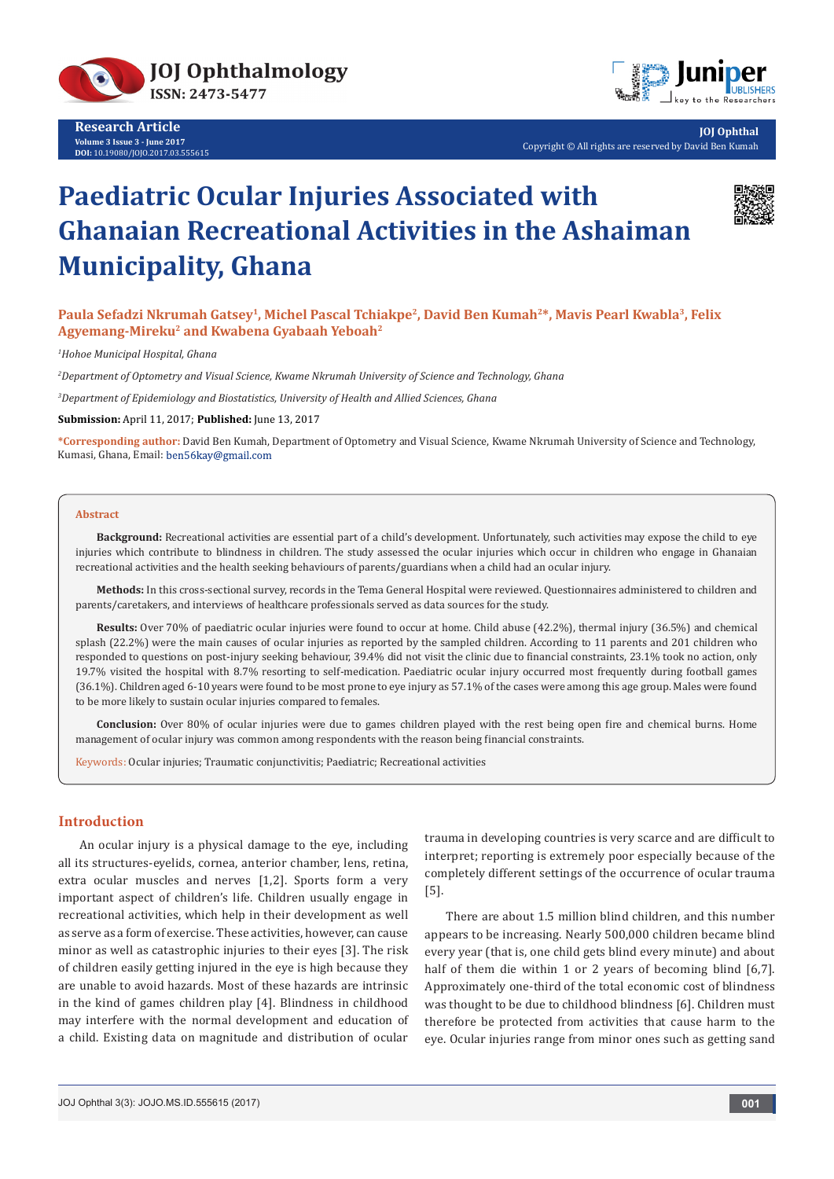# Paediatric Ocular Injuries Associated with Ghanaian Recreational Activities in the Ashaiman Municipality, Ghana

**Paula Sefadzi Nkrumah Gatsey[1], Michel Pascal Tchiakpe[2], David Ben Kumah[2]*, Mavis Pearl Kwabla[3], Felix Agyemang-Mireku[2] and Kwabena Gyabaah Yeboah[2]**

[1]*Hohoe Municipal Hospital, Ghana*

[2]*Department of Optometry and Visual Science, Kwame Nkrumah University of Science and Technology, Ghana*

[3]*Department of Epidemiology and Biostatistics, University of Health and Allied Sciences, Ghana*

**Submission:** April 11, 2017; **Published:** June 13, 2017

***Corresponding author:** David Ben Kumah, Department of Optometry and Visual Science, Kwame Nkrumah University of Science and Technology, Kumasi, Ghana, Email: ben56kay@gmail.com

## Abstract

**Background:** Recreational activities are essential part of a child's development. Unfortunately, such activities may expose the child to eye injuries which contribute to blindness in children. The study assessed the ocular injuries which occur in children who engage in Ghanaian recreational activities and the health seeking behaviours of parents/guardians when a child had an ocular injury.

**Methods:** In this cross-sectional survey, records in the Tema General Hospital were reviewed. Questionnaires administered to children and parents/caretakers, and interviews of healthcare professionals served as data sources for the study.

**Results:** Over 70% of paediatric ocular injuries were found to occur at home. Child abuse (42.2%), thermal injury (36.5%) and chemical splash (22.2%) were the main causes of ocular injuries as reported by the sampled children. According to 11 parents and 201 children who responded to questions on post-injury seeking behaviour, 39.4% did not visit the clinic due to financial constraints, 23.1% took no action, only 19.7% visited the hospital with 8.7% resorting to self-medication. Paediatric ocular injury occurred most frequently during football games (36.1%). Children aged 6-10 years were found to be most prone to eye injury as 57.1% of the cases were among this age group. Males were found to be more likely to sustain ocular injuries compared to females.

**Conclusion:** Over 80% of ocular injuries were due to games children played with the rest being open fire and chemical burns. Home management of ocular injury was common among respondents with the reason being financial constraints.

**Keywords:** Ocular injuries; Traumatic conjunctivitis; Paediatric; Recreational activities

## Introduction

An ocular injury is a physical damage to the eye, including all its structures-eyelids, cornea, anterior chamber, lens, retina, extra ocular muscles and nerves [1,2]. Sports form a very important aspect of children's life. Children usually engage in recreational activities, which help in their development as well as serve as a form of exercise. These activities, however, can cause minor as well as catastrophic injuries to their eyes [3]. The risk of children easily getting injured in the eye is high because they are unable to avoid hazards. Most of these hazards are intrinsic in the kind of games children play [4]. Blindness in childhood may interfere with the normal development and education of a child. Existing data on magnitude and distribution of ocular trauma in developing countries is very scarce and are difficult to interpret; reporting is extremely poor especially because of the completely different settings of the occurrence of ocular trauma [5].

There are about 1.5 million blind children, and this number appears to be increasing. Nearly 500,000 children became blind every year (that is, one child gets blind every minute) and about half of them die within 1 or 2 years of becoming blind [6,7]. Approximately one-third of the total economic cost of blindness was thought to be due to childhood blindness [6]. Children must therefore be protected from activities that cause harm to the eye. Ocular injuries range from minor ones such as getting sand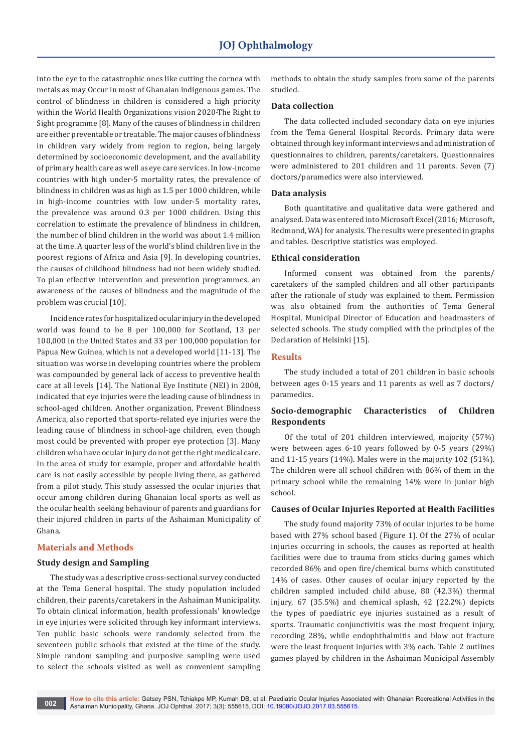into the eye to the catastrophic ones like cutting the cornea with metals as may Occur in most of Ghanaian indigenous games. The control of blindness in children is considered a high priority within the World Health Organizations vision 2020-The Right to Sight programme [8]. Many of the causes of blindness in children are either preventable or treatable. The major causes of blindness in children vary widely from region to region, being largely determined by socioeconomic development, and the availability of primary health care as well as eye care services. In low-income countries with high under-5 mortality rates, the prevalence of blindness in children was as high as 1.5 per 1000 children, while in high-income countries with low under-5 mortality rates, the prevalence was around 0.3 per 1000 children. Using this correlation to estimate the prevalence of blindness in children, the number of blind children in the world was about 1.4 million at the time. A quarter less of the world's blind children live in the poorest regions of Africa and Asia [9]. In developing countries, the causes of childhood blindness had not been widely studied. To plan effective intervention and prevention programmes, an awareness of the causes of blindness and the magnitude of the problem was crucial [10].

Incidence rates for hospitalized ocular injury in the developed world was found to be 8 per 100,000 for Scotland, 13 per 100,000 in the United States and 33 per 100,000 population for Papua New Guinea, which is not a developed world [11-13]. The situation was worse in developing countries where the problem was compounded by general lack of access to preventive health care at all levels [14]. The National Eye Institute (NEI) in 2008, indicated that eye injuries were the leading cause of blindness in school-aged children. Another organization, Prevent Blindness America, also reported that sports-related eye injuries were the leading cause of blindness in school-age children, even though most could be prevented with proper eye protection [3]. Many children who have ocular injury do not get the right medical care. In the area of study for example, proper and affordable health care is not easily accessible by people living there, as gathered from a pilot study. This study assessed the ocular injuries that occur among children during Ghanaian local sports as well as the ocular health seeking behaviour of parents and guardians for their injured children in parts of the Ashaiman Municipality of Ghana.

## Materials and Methods

### Study design and Sampling

The study was a descriptive cross-sectional survey conducted at the Tema General hospital. The study population included children, their parents/caretakers in the Ashaiman Municipality. To obtain clinical information, health professionals' knowledge in eye injuries were solicited through key informant interviews. Ten public basic schools were randomly selected from the seventeen public schools that existed at the time of the study. Simple random sampling and purposive sampling were used to select the schools visited as well as convenient sampling methods to obtain the study samples from some of the parents studied.

### Data collection

The data collected included secondary data on eye injuries from the Tema General Hospital Records. Primary data were obtained through key informant interviews and administration of questionnaires to children, parents/caretakers. Questionnaires were administered to 201 children and 11 parents. Seven (7) doctors/paramedics were also interviewed.

### Data analysis

Both quantitative and qualitative data were gathered and analysed. Data was entered into Microsoft Excel (2016; Microsoft, Redmond, WA) for analysis. The results were presented in graphs and tables. Descriptive statistics was employed.

### Ethical consideration

Informed consent was obtained from the parents/caretakers of the sampled children and all other participants after the rationale of study was explained to them. Permission was also obtained from the authorities of Tema General Hospital, Municipal Director of Education and headmasters of selected schools. The study complied with the principles of the Declaration of Helsinki [15].

## Results

The study included a total of 201 children in basic schools between ages 0-15 years and 11 parents as well as 7 doctors/paramedics.

### Socio-demographic Characteristics of Children Respondents

Of the total of 201 children interviewed, majority (57%) were between ages 6-10 years followed by 0-5 years (29%) and 11-15 years (14%). Males were in the majority 102 (51%). The children were all school children with 86% of them in the primary school while the remaining 14% were in junior high school.

### Causes of Ocular Injuries Reported at Health Facilities

The study found majority 73% of ocular injuries to be home based with 27% school based (Figure 1). Of the 27% of ocular injuries occurring in schools, the causes as reported at health facilities were due to trauma from sticks during games which recorded 86% and open fire/chemical burns which constituted 14% of cases. Other causes of ocular injury reported by the children sampled included child abuse, 80 (42.3%) thermal injury, 67 (35.5%) and chemical splash, 42 (22.2%) depicts the types of paediatric eye injuries sustained as a result of sports. Traumatic conjunctivitis was the most frequent injury, recording 28%, while endophthalmitis and blow out fracture were the least frequent injuries with 3% each. Table 2 outlines games played by children in the Ashaiman Municipal Assembly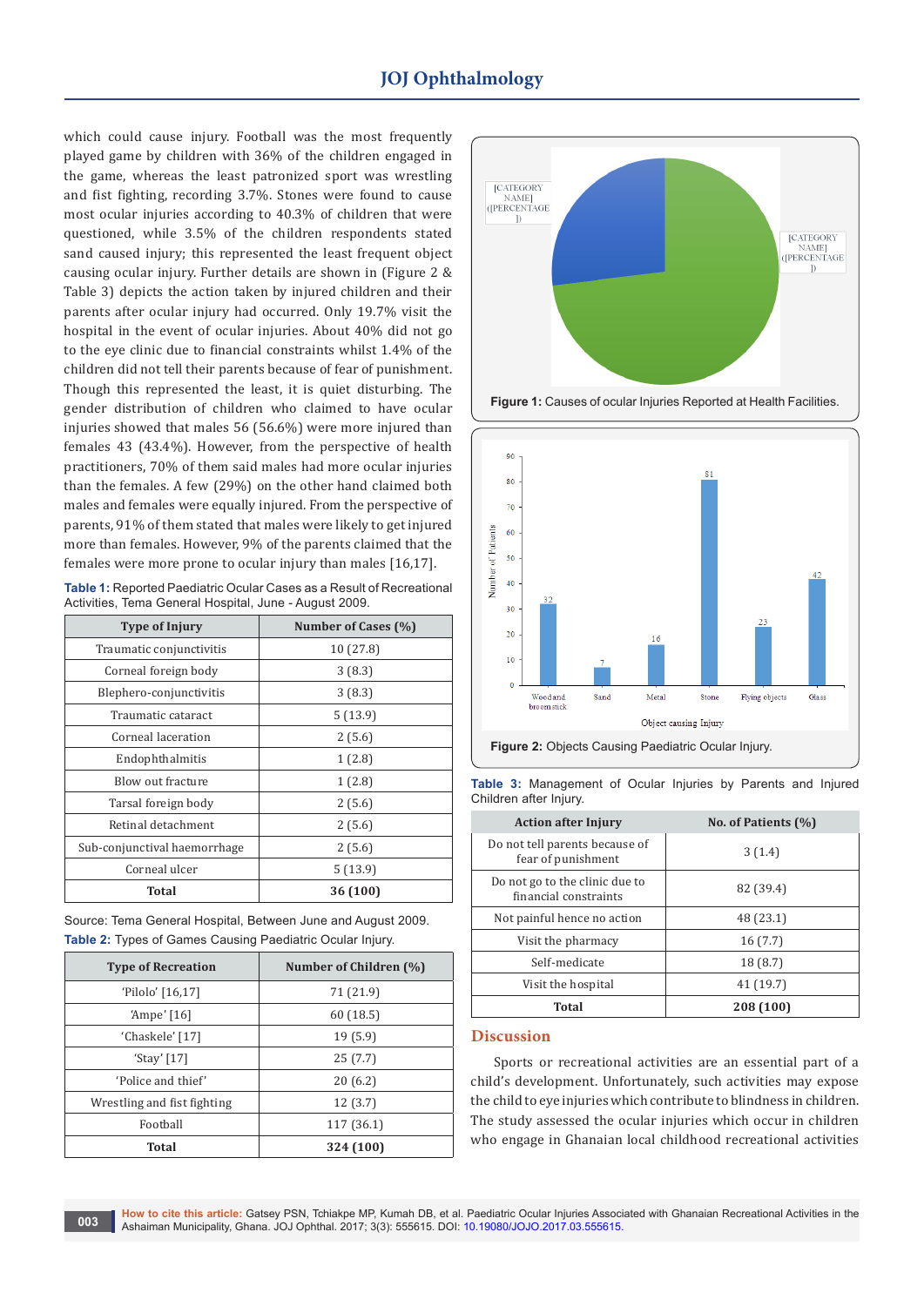which could cause injury. Football was the most frequently played game by children with 36% of the children engaged in the game, whereas the least patronized sport was wrestling and fist fighting, recording 3.7%. Stones were found to cause most ocular injuries according to 40.3% of children that were questioned, while 3.5% of the children respondents stated sand caused injury; this represented the least frequent object causing ocular injury. Further details are shown in (Figure 2 & Table 3) depicts the action taken by injured children and their parents after ocular injury had occurred. Only 19.7% visit the hospital in the event of ocular injuries. About 40% did not go to the eye clinic due to financial constraints whilst 1.4% of the children did not tell their parents because of fear of punishment. Though this represented the least, it is quiet disturbing. The gender distribution of children who claimed to have ocular injuries showed that males 56 (56.6%) were more injured than females 43 (43.4%). However, from the perspective of health practitioners, 70% of them said males had more ocular injuries than the females. A few (29%) on the other hand claimed both males and females were equally injured. From the perspective of parents, 91% of them stated that males were likely to get injured more than females. However, 9% of the parents claimed that the females were more prone to ocular injury than males [16,17].

**Table 1:** Reported Paediatric Ocular Cases as a Result of Recreational Activities, Tema General Hospital, June - August 2009.

| Type of Injury | Number of Cases (%) |
|---|---|
| Traumatic conjunctivitis | 10 (27.8) |
| Corneal foreign body | 3 (8.3) |
| Blephero-conjunctivitis | 3 (8.3) |
| Traumatic cataract | 5 (13.9) |
| Corneal laceration | 2 (5.6) |
| Endophthalmitis | 1 (2.8) |
| Blow out fracture | 1 (2.8) |
| Tarsal foreign body | 2 (5.6) |
| Retinal detachment | 2 (5.6) |
| Sub-conjunctival haemorrhage | 2 (5.6) |
| Corneal ulcer | 5 (13.9) |
| **Total** | **36 (100)** |

Source: Tema General Hospital, Between June and August 2009.

**Table 2:** Types of Games Causing Paediatric Ocular Injury.

| Type of Recreation | Number of Children (%) |
|---|---|
| 'Pilolo' [16,17] | 71 (21.9) |
| 'Ampe' [16] | 60 (18.5) |
| 'Chaskele' [17] | 19 (5.9) |
| 'Stay' [17] | 25 (7.7) |
| 'Police and thief' | 20 (6.2) |
| Wrestling and fist fighting | 12 (3.7) |
| Football | 117 (36.1) |
| **Total** | **324 (100)** |

**Figure 1:** Causes of ocular Injuries Reported at Health Facilities.

**Figure 2:** Objects Causing Paediatric Ocular Injury.

**Table 3:** Management of Ocular Injuries by Parents and Injured Children after Injury.

| Action after Injury | No. of Patients (%) |
|---|---|
| Do not tell parents because of fear of punishment | 3 (1.4) |
| Do not go to the clinic due to financial constraints | 82 (39.4) |
| Not painful hence no action | 48 (23.1) |
| Visit the pharmacy | 16 (7.7) |
| Self-medicate | 18 (8.7) |
| Visit the hospital | 41 (19.7) |
| **Total** | **208 (100)** |

## Discussion

Sports or recreational activities are an essential part of a child's development. Unfortunately, such activities may expose the child to eye injuries which contribute to blindness in children. The study assessed the ocular injuries which occur in children who engage in Ghanaian local childhood recreational activities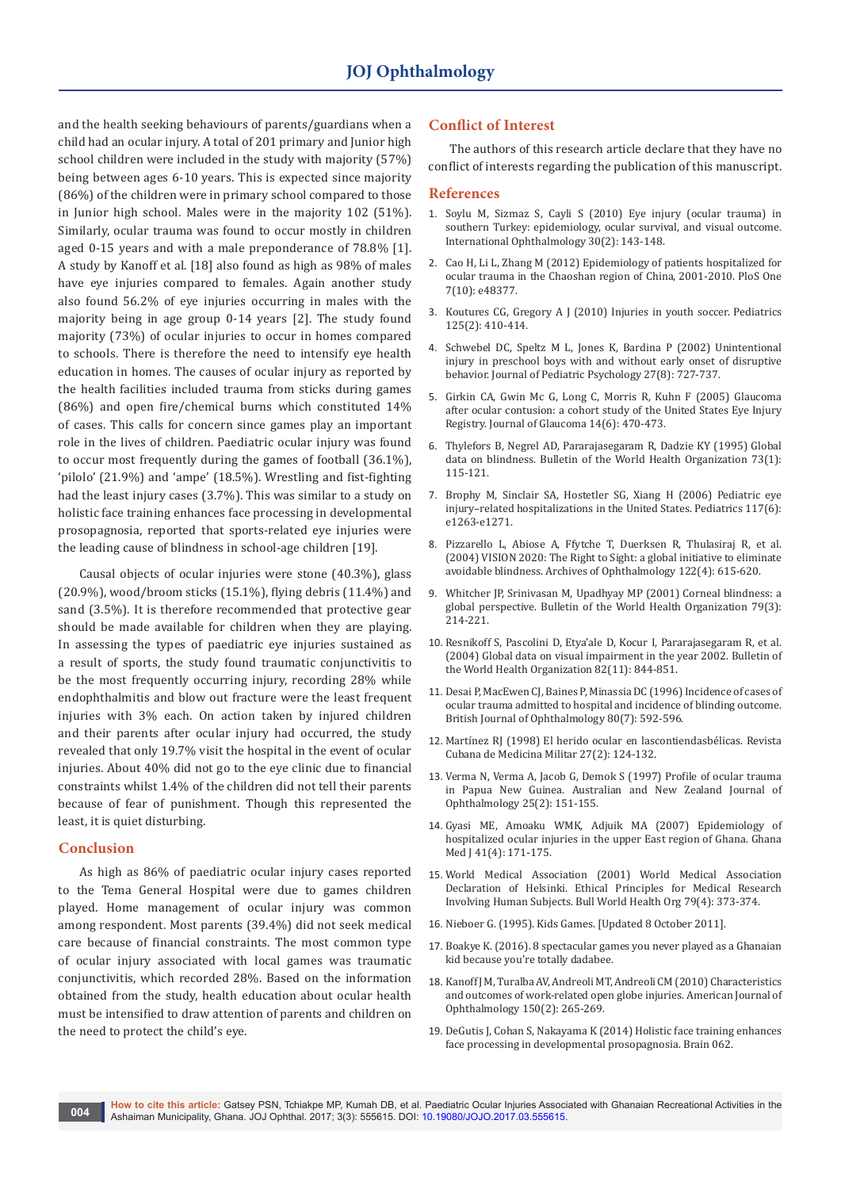and the health seeking behaviours of parents/guardians when a child had an ocular injury. A total of 201 primary and Junior high school children were included in the study with majority (57%) being between ages 6-10 years. This is expected since majority (86%) of the children were in primary school compared to those in Junior high school. Males were in the majority 102 (51%). Similarly, ocular trauma was found to occur mostly in children aged 0-15 years and with a male preponderance of 78.8% [1]. A study by Kanoff et al. [18] also found as high as 98% of males have eye injuries compared to females. Again another study also found 56.2% of eye injuries occurring in males with the majority being in age group 0-14 years [2]. The study found majority (73%) of ocular injuries to occur in homes compared to schools. There is therefore the need to intensify eye health education in homes. The causes of ocular injury as reported by the health facilities included trauma from sticks during games (86%) and open fire/chemical burns which constituted 14% of cases. This calls for concern since games play an important role in the lives of children. Paediatric ocular injury was found to occur most frequently during the games of football (36.1%), 'pilolo' (21.9%) and 'ampe' (18.5%). Wrestling and fist-fighting had the least injury cases (3.7%). This was similar to a study on holistic face training enhances face processing in developmental prosopagnosia, reported that sports-related eye injuries were the leading cause of blindness in school-age children [19].

Causal objects of ocular injuries were stone (40.3%), glass (20.9%), wood/broom sticks (15.1%), flying debris (11.4%) and sand (3.5%). It is therefore recommended that protective gear should be made available for children when they are playing. In assessing the types of paediatric eye injuries sustained as a result of sports, the study found traumatic conjunctivitis to be the most frequently occurring injury, recording 28% while endophthalmitis and blow out fracture were the least frequent injuries with 3% each. On action taken by injured children and their parents after ocular injury had occurred, the study revealed that only 19.7% visit the hospital in the event of ocular injuries. About 40% did not go to the eye clinic due to financial constraints whilst 1.4% of the children did not tell their parents because of fear of punishment. Though this represented the least, it is quiet disturbing.

## Conclusion

As high as 86% of paediatric ocular injury cases reported to the Tema General Hospital were due to games children played. Home management of ocular injury was common among respondent. Most parents (39.4%) did not seek medical care because of financial constraints. The most common type of ocular injury associated with local games was traumatic conjunctivitis, which recorded 28%. Based on the information obtained from the study, health education about ocular health must be intensified to draw attention of parents and children on the need to protect the child's eye.

## Conflict of Interest

The authors of this research article declare that they have no conflict of interests regarding the publication of this manuscript.

## References

1. Soylu M, Sizmaz S, Cayli S (2010) Eye injury (ocular trauma) in southern Turkey: epidemiology, ocular survival, and visual outcome. International Ophthalmology 30(2): 143-148.
2. Cao H, Li L, Zhang M (2012) Epidemiology of patients hospitalized for ocular trauma in the Chaoshan region of China, 2001-2010. PloS One 7(10): e48377.
3. Koutures CG, Gregory A J (2010) Injuries in youth soccer. Pediatrics 125(2): 410-414.
4. Schwebel DC, Speltz M L, Jones K, Bardina P (2002) Unintentional injury in preschool boys with and without early onset of disruptive behavior. Journal of Pediatric Psychology 27(8): 727-737.
5. Girkin CA, Gwin Mc G, Long C, Morris R, Kuhn F (2005) Glaucoma after ocular contusion: a cohort study of the United States Eye Injury Registry. Journal of Glaucoma 14(6): 470-473.
6. Thylefors B, Negrel AD, Pararajasegaram R, Dadzie KY (1995) Global data on blindness. Bulletin of the World Health Organization 73(1): 115-121.
7. Brophy M, Sinclair SA, Hostetler SG, Xiang H (2006) Pediatric eye injury–related hospitalizations in the United States. Pediatrics 117(6): e1263-e1271.
8. Pizzarello L, Abiose A, Ffytche T, Duerksen R, Thulasiraj R, et al. (2004) VISION 2020: The Right to Sight: a global initiative to eliminate avoidable blindness. Archives of Ophthalmology 122(4): 615-620.
9. Whitcher JP, Srinivasan M, Upadhyay MP (2001) Corneal blindness: a global perspective. Bulletin of the World Health Organization 79(3): 214-221.
10. Resnikoff S, Pascolini D, Etya'ale D, Kocur I, Pararajasegaram R, et al. (2004) Global data on visual impairment in the year 2002. Bulletin of the World Health Organization 82(11): 844-851.
11. Desai P, MacEwen CJ, Baines P, Minassia DC (1996) Incidence of cases of ocular trauma admitted to hospital and incidence of blinding outcome. British Journal of Ophthalmology 80(7): 592-596.
12. Martínez RJ (1998) El herido ocular en lascontiendasbélicas. Revista Cubana de Medicina Militar 27(2): 124-132.
13. Verma N, Verma A, Jacob G, Demok S (1997) Profile of ocular trauma in Papua New Guinea. Australian and New Zealand Journal of Ophthalmology 25(2): 151-155.
14. Gyasi ME, Amoaku WMK, Adjuik MA (2007) Epidemiology of hospitalized ocular injuries in the upper East region of Ghana. Ghana Med J 41(4): 171-175.
15. World Medical Association (2001) World Medical Association Declaration of Helsinki. Ethical Principles for Medical Research Involving Human Subjects. Bull World Health Org 79(4): 373-374.
16. Nieboer G. (1995). Kids Games. [Updated 8 October 2011].
17. Boakye K. (2016). 8 spectacular games you never played as a Ghanaian kid because you're totally dadabee.
18. Kanoff JM, Turalba AV, Andreoli MT, Andreoli CM (2010) Characteristics and outcomes of work-related open globe injuries. American Journal of Ophthalmology 150(2): 265-269.
19. DeGutis J, Cohan S, Nakayama K (2014) Holistic face training enhances face processing in developmental prosopagnosia. Brain 062.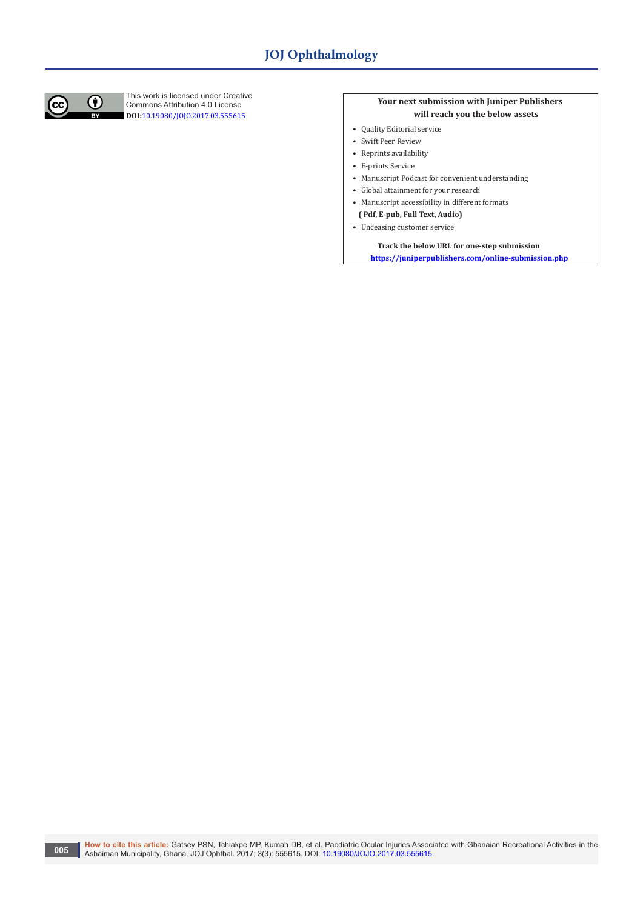This work is licensed under Creative Commons Attribution 4.0 License
**DOI:**10.19080/JOJO.2017.03.555615

**Your next submission with Juniper Publishers will reach you the below assets**

- Quality Editorial service
- Swift Peer Review
- Reprints availability
- E-prints Service
- Manuscript Podcast for convenient understanding
- Global attainment for your research
- Manuscript accessibility in different formats

**( Pdf, E-pub, Full Text, Audio)**

- Unceasing customer service

**Track the below URL for one-step submission**
**https://juniperpublishers.com/online-submission.php**